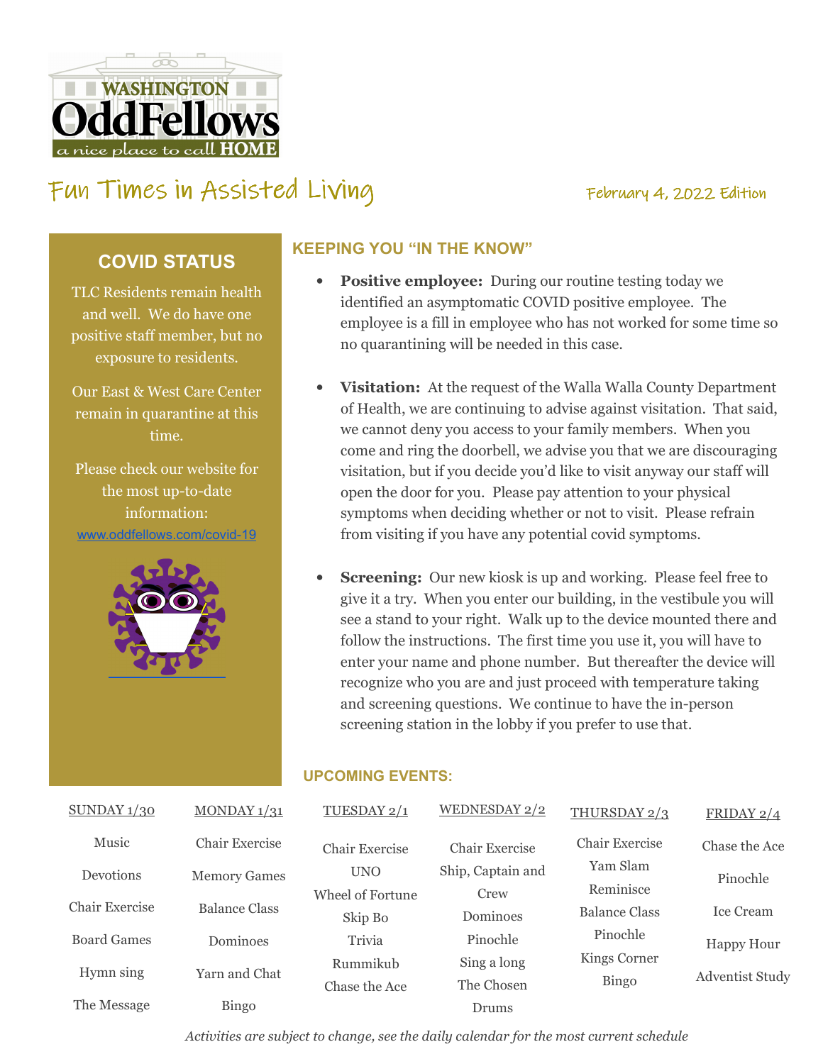WASHINGTON OddFellows
a nice place to call HOME

# Fun Times in Assisted Living

February 4, 2022 Edition

## COVID STATUS

TLC Residents remain health and well. We do have one positive staff member, but no exposure to residents.

Our East & West Care Center remain in quarantine at this time.

Please check our website for the most up-to-date information:
www.oddfellows.com/covid-19

## KEEPING YOU "IN THE KNOW"

- **Positive employee:** During our routine testing today we identified an asymptomatic COVID positive employee. The employee is a fill in employee who has not worked for some time so no quarantining will be needed in this case.

- **Visitation:** At the request of the Walla Walla County Department of Health, we are continuing to advise against visitation. That said, we cannot deny you access to your family members. When you come and ring the doorbell, we advise you that we are discouraging visitation, but if you decide you'd like to visit anyway our staff will open the door for you. Please pay attention to your physical symptoms when deciding whether or not to visit. Please refrain from visiting if you have any potential covid symptoms.

- **Screening:** Our new kiosk is up and working. Please feel free to give it a try. When you enter our building, in the vestibule you will see a stand to your right. Walk up to the device mounted there and follow the instructions. The first time you use it, you will have to enter your name and phone number. But thereafter the device will recognize who you are and just proceed with temperature taking and screening questions. We continue to have the in-person screening station in the lobby if you prefer to use that.

## UPCOMING EVENTS:

| SUNDAY 1/30 | MONDAY 1/31 | TUESDAY 2/1 | WEDNESDAY 2/2 | THURSDAY 2/3 | FRIDAY 2/4 |
|---|---|---|---|---|---|
| Music | Chair Exercise | Chair Exercise | Chair Exercise | Chair Exercise | Chase the Ace |
| Devotions | Memory Games | UNO | Ship, Captain and Crew | Yam Slam | Pinochle |
| Chair Exercise | Balance Class | Wheel of Fortune | Dominoes | Reminisce | Ice Cream |
| Board Games | Dominoes | Skip Bo | Pinochle | Balance Class | Happy Hour |
| Hymn sing | Yarn and Chat | Trivia | Sing a long | Pinochle | Adventist Study |
| The Message | Bingo | Rummikub | The Chosen | Kings Corner | |
| | | Chase the Ace | Drums | Bingo | |

*Activities are subject to change, see the daily calendar for the most current schedule*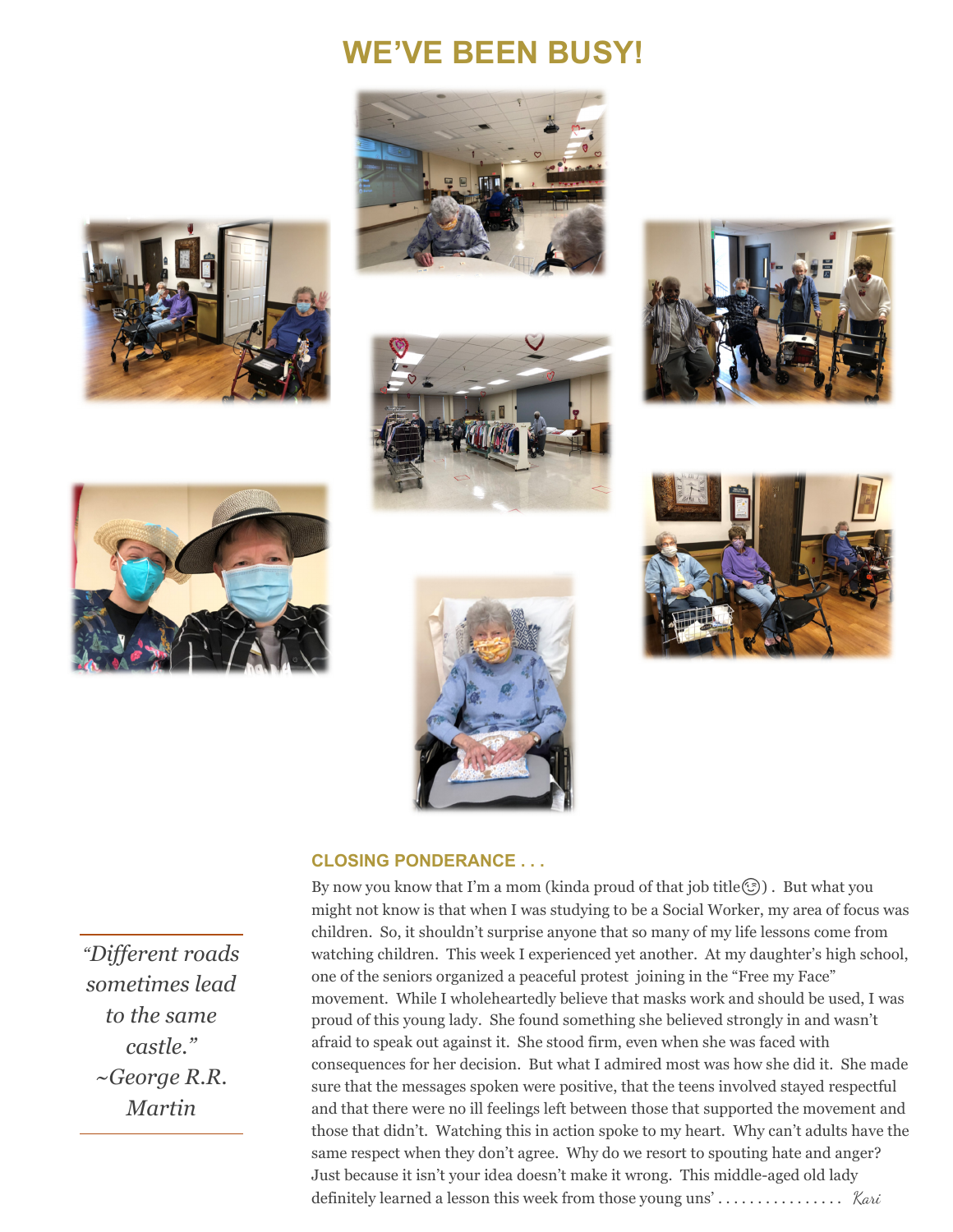# WE'VE BEEN BUSY!

> *"Different roads sometimes lead to the same castle."*
> *~George R.R. Martin*

## CLOSING PONDERANCE . . .

By now you know that I'm a mom (kinda proud of that job title😉) . But what you might not know is that when I was studying to be a Social Worker, my area of focus was children. So, it shouldn't surprise anyone that so many of my life lessons come from watching children. This week I experienced yet another. At my daughter's high school, one of the seniors organized a peaceful protest joining in the "Free my Face" movement. While I wholeheartedly believe that masks work and should be used, I was proud of this young lady. She found something she believed strongly in and wasn't afraid to speak out against it. She stood firm, even when she was faced with consequences for her decision. But what I admired most was how she did it. She made sure that the messages spoken were positive, that the teens involved stayed respectful and that there were no ill feelings left between those that supported the movement and those that didn't. Watching this in action spoke to my heart. Why can't adults have the same respect when they don't agree. Why do we resort to spouting hate and anger? Just because it isn't your idea doesn't make it wrong. This middle-aged old lady definitely learned a lesson this week from those young uns' . . . . . . . . . . . . . . . . *Kari*